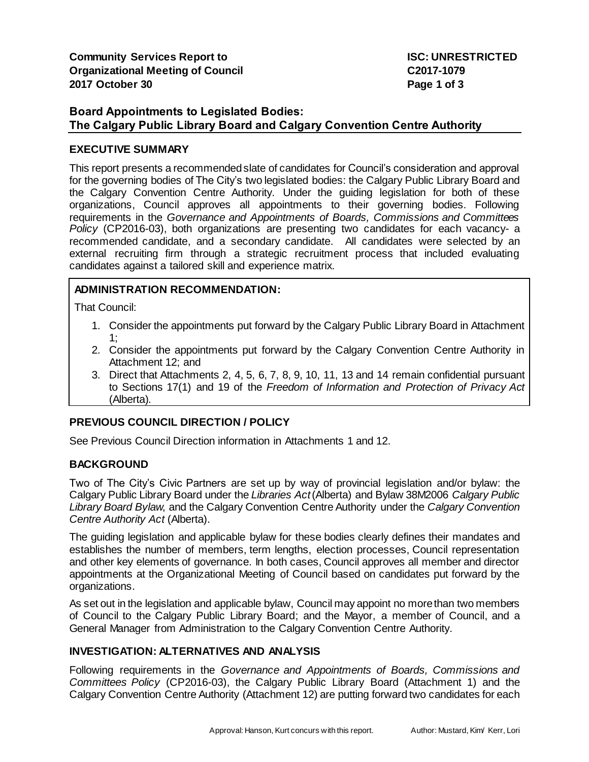**Community Services Report to Organizational Meeting of Council**
**2017 October 30**

**ISC: UNRESTRICTED**
**C2017-1079**

## Board Appointments to Legislated Bodies: The Calgary Public Library Board and Calgary Convention Centre Authority

### EXECUTIVE SUMMARY

This report presents a recommended slate of candidates for Council's consideration and approval for the governing bodies of The City's two legislated bodies: the Calgary Public Library Board and the Calgary Convention Centre Authority. Under the guiding legislation for both of these organizations, Council approves all appointments to their governing bodies. Following requirements in the *Governance and Appointments of Boards, Commissions and Committees Policy* (CP2016-03), both organizations are presenting two candidates for each vacancy- a recommended candidate, and a secondary candidate. All candidates were selected by an external recruiting firm through a strategic recruitment process that included evaluating candidates against a tailored skill and experience matrix.

### ADMINISTRATION RECOMMENDATION:

That Council:

1. Consider the appointments put forward by the Calgary Public Library Board in Attachment 1;
2. Consider the appointments put forward by the Calgary Convention Centre Authority in Attachment 12; and
3. Direct that Attachments 2, 4, 5, 6, 7, 8, 9, 10, 11, 13 and 14 remain confidential pursuant to Sections 17(1) and 19 of the *Freedom of Information and Protection of Privacy Act* (Alberta).

### PREVIOUS COUNCIL DIRECTION / POLICY

See Previous Council Direction information in Attachments 1 and 12.

### BACKGROUND

Two of The City's Civic Partners are set up by way of provincial legislation and/or bylaw: the Calgary Public Library Board under the *Libraries Act* (Alberta) and Bylaw 38M2006 *Calgary Public Library Board Bylaw*, and the Calgary Convention Centre Authority under the *Calgary Convention Centre Authority Act* (Alberta).

The guiding legislation and applicable bylaw for these bodies clearly defines their mandates and establishes the number of members, term lengths, election processes, Council representation and other key elements of governance. In both cases, Council approves all member and director appointments at the Organizational Meeting of Council based on candidates put forward by the organizations.

As set out in the legislation and applicable bylaw, Council may appoint no more than two members of Council to the Calgary Public Library Board; and the Mayor, a member of Council, and a General Manager from Administration to the Calgary Convention Centre Authority.

### INVESTIGATION: ALTERNATIVES AND ANALYSIS

Following requirements in the *Governance and Appointments of Boards, Commissions and Committees Policy* (CP2016-03), the Calgary Public Library Board (Attachment 1) and the Calgary Convention Centre Authority (Attachment 12) are putting forward two candidates for each

Approval: Hanson, Kurt concurs with this report. Author: Mustard, Kim/ Kerr, Lori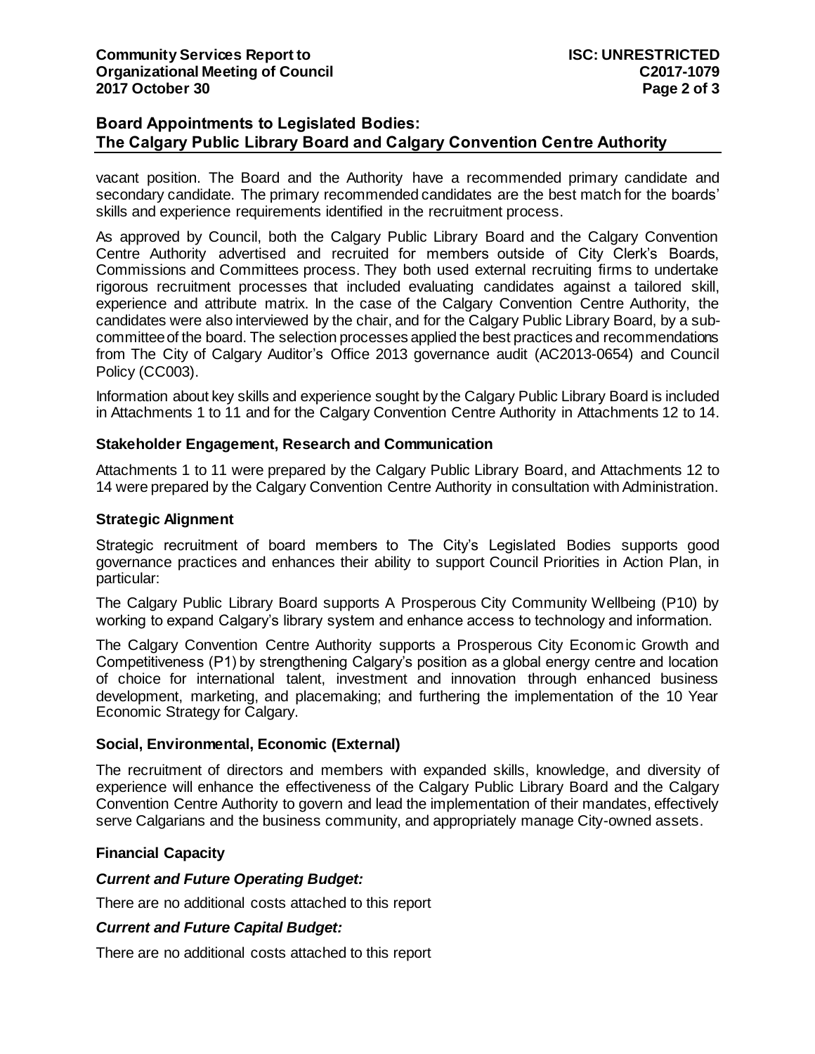## Board Appointments to Legislated Bodies: The Calgary Public Library Board and Calgary Convention Centre Authority

vacant position. The Board and the Authority have a recommended primary candidate and secondary candidate. The primary recommended candidates are the best match for the boards' skills and experience requirements identified in the recruitment process.

As approved by Council, both the Calgary Public Library Board and the Calgary Convention Centre Authority advertised and recruited for members outside of City Clerk's Boards, Commissions and Committees process. They both used external recruiting firms to undertake rigorous recruitment processes that included evaluating candidates against a tailored skill, experience and attribute matrix. In the case of the Calgary Convention Centre Authority, the candidates were also interviewed by the chair, and for the Calgary Public Library Board, by a sub-committee of the board. The selection processes applied the best practices and recommendations from The City of Calgary Auditor's Office 2013 governance audit (AC2013-0654) and Council Policy (CC003).

Information about key skills and experience sought by the Calgary Public Library Board is included in Attachments 1 to 11 and for the Calgary Convention Centre Authority in Attachments 12 to 14.

### Stakeholder Engagement, Research and Communication

Attachments 1 to 11 were prepared by the Calgary Public Library Board, and Attachments 12 to 14 were prepared by the Calgary Convention Centre Authority in consultation with Administration.

### Strategic Alignment

Strategic recruitment of board members to The City's Legislated Bodies supports good governance practices and enhances their ability to support Council Priorities in Action Plan, in particular:

The Calgary Public Library Board supports A Prosperous City Community Wellbeing (P10) by working to expand Calgary's library system and enhance access to technology and information.

The Calgary Convention Centre Authority supports a Prosperous City Economic Growth and Competitiveness (P1) by strengthening Calgary's position as a global energy centre and location of choice for international talent, investment and innovation through enhanced business development, marketing, and placemaking; and furthering the implementation of the 10 Year Economic Strategy for Calgary.

### Social, Environmental, Economic (External)

The recruitment of directors and members with expanded skills, knowledge, and diversity of experience will enhance the effectiveness of the Calgary Public Library Board and the Calgary Convention Centre Authority to govern and lead the implementation of their mandates, effectively serve Calgarians and the business community, and appropriately manage City-owned assets.

### Financial Capacity

#### *Current and Future Operating Budget:*

There are no additional costs attached to this report

#### *Current and Future Capital Budget:*

There are no additional costs attached to this report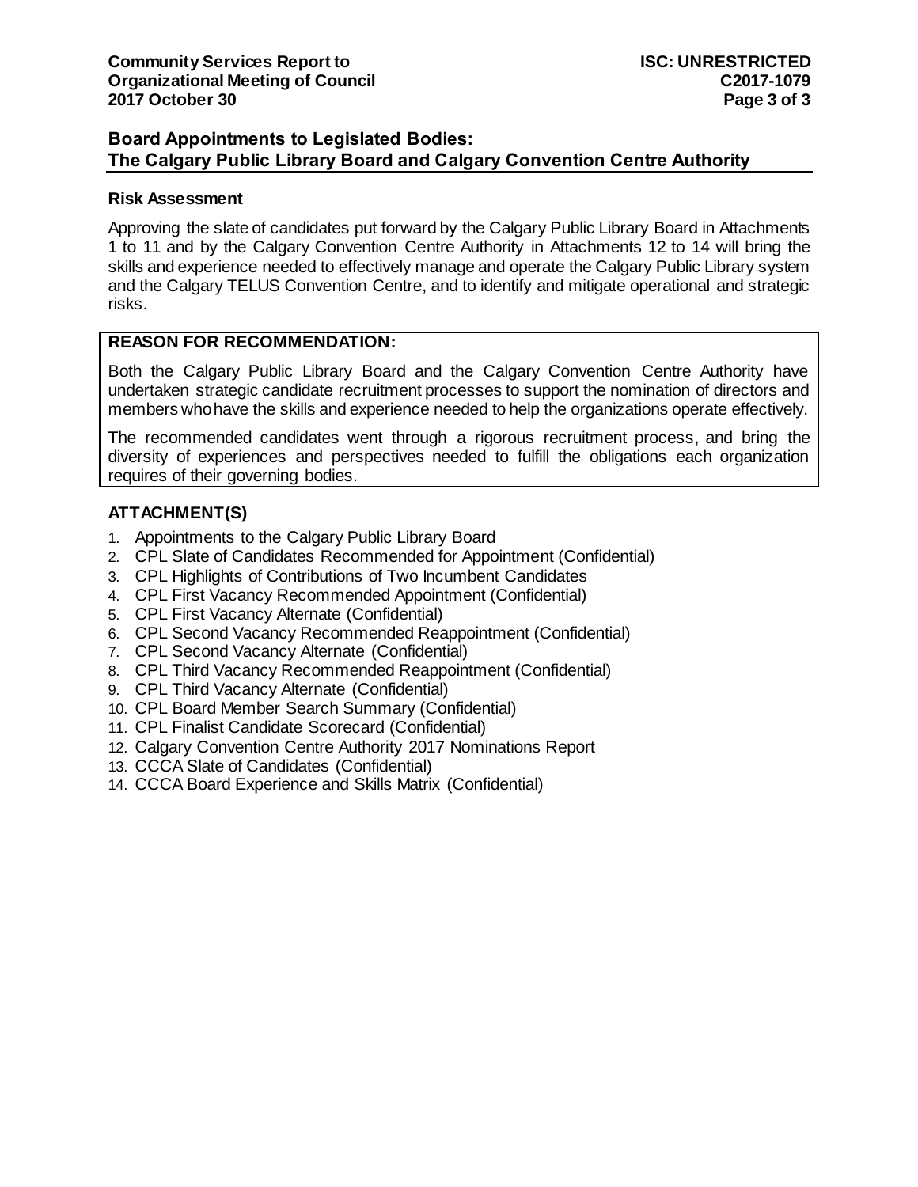## Board Appointments to Legislated Bodies: The Calgary Public Library Board and Calgary Convention Centre Authority

### Risk Assessment

Approving the slate of candidates put forward by the Calgary Public Library Board in Attachments 1 to 11 and by the Calgary Convention Centre Authority in Attachments 12 to 14 will bring the skills and experience needed to effectively manage and operate the Calgary Public Library system and the Calgary TELUS Convention Centre, and to identify and mitigate operational and strategic risks.

### REASON FOR RECOMMENDATION:

Both the Calgary Public Library Board and the Calgary Convention Centre Authority have undertaken strategic candidate recruitment processes to support the nomination of directors and members who have the skills and experience needed to help the organizations operate effectively.

The recommended candidates went through a rigorous recruitment process, and bring the diversity of experiences and perspectives needed to fulfill the obligations each organization requires of their governing bodies.

### ATTACHMENT(S)

1. Appointments to the Calgary Public Library Board
2. CPL Slate of Candidates Recommended for Appointment (Confidential)
3. CPL Highlights of Contributions of Two Incumbent Candidates
4. CPL First Vacancy Recommended Appointment (Confidential)
5. CPL First Vacancy Alternate (Confidential)
6. CPL Second Vacancy Recommended Reappointment (Confidential)
7. CPL Second Vacancy Alternate (Confidential)
8. CPL Third Vacancy Recommended Reappointment (Confidential)
9. CPL Third Vacancy Alternate (Confidential)
10. CPL Board Member Search Summary (Confidential)
11. CPL Finalist Candidate Scorecard (Confidential)
12. Calgary Convention Centre Authority 2017 Nominations Report
13. CCCA Slate of Candidates (Confidential)
14. CCCA Board Experience and Skills Matrix (Confidential)